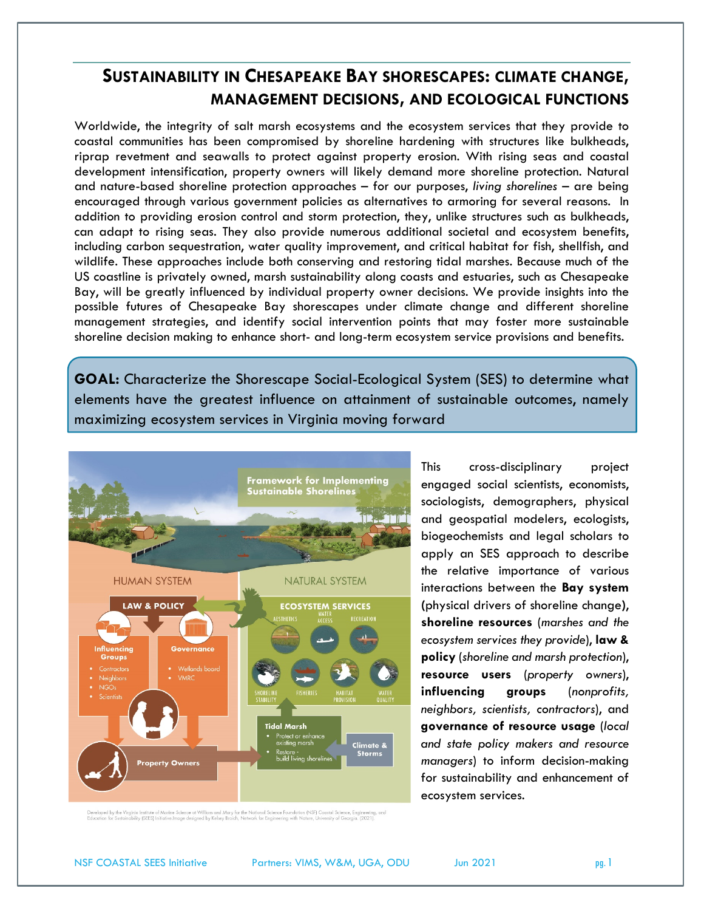# SUSTAINABILITY IN CHESAPEAKE BAY SHORESCAPES: CLIMATE CHANGE, MANAGEMENT DECISIONS, AND ECOLOGICAL FUNCTIONS

Worldwide, the integrity of salt marsh ecosystems and the ecosystem services that they provide to coastal communities has been compromised by shoreline hardening with structures like bulkheads, riprap revetment and seawalls to protect against property erosion. With rising seas and coastal development intensification, property owners will likely demand more shoreline protection. Natural and nature-based shoreline protection approaches – for our purposes, *living shorelines* – are being encouraged through various government policies as alternatives to armoring for several reasons. In addition to providing erosion control and storm protection, they, unlike structures such as bulkheads, can adapt to rising seas. They also provide numerous additional societal and ecosystem benefits, including carbon sequestration, water quality improvement, and critical habitat for fish, shellfish, and wildlife. These approaches include both conserving and restoring tidal marshes. Because much of the US coastline is privately owned, marsh sustainability along coasts and estuaries, such as Chesapeake Bay, will be greatly influenced by individual property owner decisions. We provide insights into the possible futures of Chesapeake Bay shorescapes under climate change and different shoreline management strategies, and identify social intervention points that may foster more sustainable shoreline decision making to enhance short- and long-term ecosystem service provisions and benefits.

**GOAL:** Characterize the Shorescape Social-Ecological System (SES) to determine what elements have the greatest influence on attainment of sustainable outcomes, namely maximizing ecosystem services in Virginia moving forward

Developed by the Virginia Institute of Marine Science of William and Mary for the National Science Foundation (NSF) Coastal Science, Engineering, and Education for Sustainability (SEES) Initiative. Image designed by Kelsey Broich, Network for Engineering with Nature, University of Georgia. (2021).

This cross-disciplinary project engaged social scientists, economists, sociologists, demographers, physical and geospatial modelers, ecologists, biogeochemists and legal scholars to apply an SES approach to describe the relative importance of various interactions between the **Bay system** (physical drivers of shoreline change), **shoreline resources** (*marshes and the ecosystem services they provide*), **law & policy** (*shoreline and marsh protection*), **resource users** (*property owners*), **influencing groups** (*nonprofits, neighbors, scientists, contractors*), and **governance of resource usage** (*local and state policy makers and resource managers*) to inform decision-making for sustainability and enhancement of ecosystem services.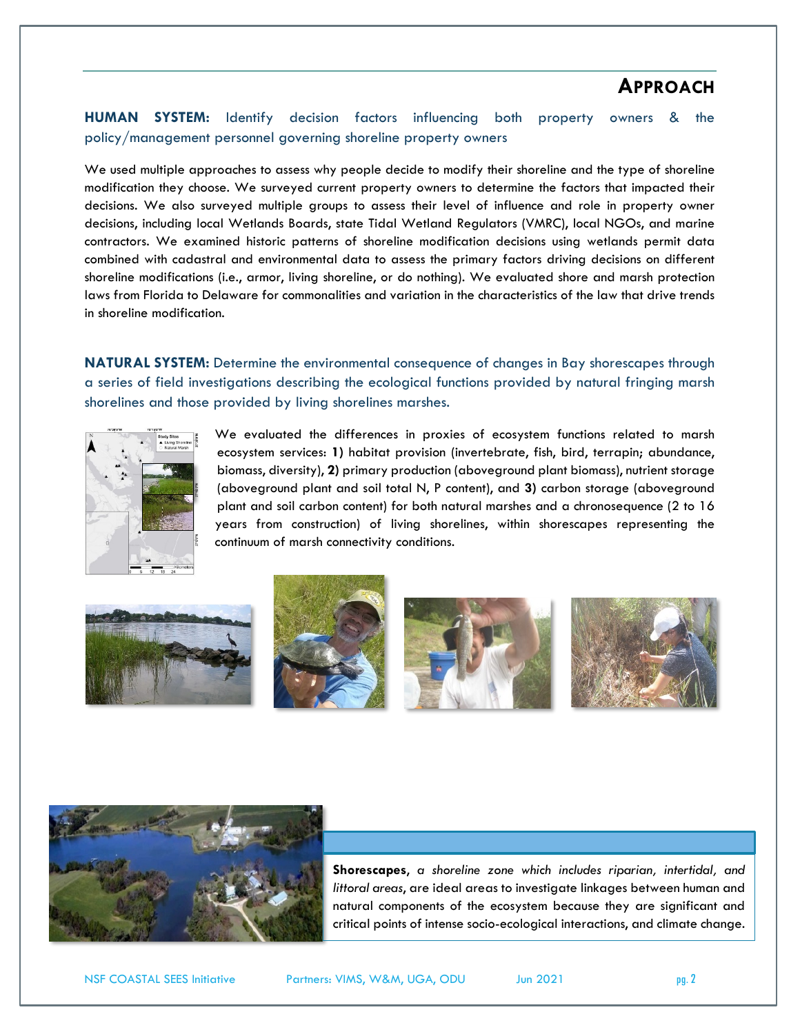## APPROACH

**HUMAN SYSTEM:** Identify decision factors influencing both property owners & the policy/management personnel governing shoreline property owners

We used multiple approaches to assess why people decide to modify their shoreline and the type of shoreline modification they choose. We surveyed current property owners to determine the factors that impacted their decisions. We also surveyed multiple groups to assess their level of influence and role in property owner decisions, including local Wetlands Boards, state Tidal Wetland Regulators (VMRC), local NGOs, and marine contractors. We examined historic patterns of shoreline modification decisions using wetlands permit data combined with cadastral and environmental data to assess the primary factors driving decisions on different shoreline modifications (i.e., armor, living shoreline, or do nothing). We evaluated shore and marsh protection laws from Florida to Delaware for commonalities and variation in the characteristics of the law that drive trends in shoreline modification.

**NATURAL SYSTEM:** Determine the environmental consequence of changes in Bay shorescapes through a series of field investigations describing the ecological functions provided by natural fringing marsh shorelines and those provided by living shorelines marshes.

We evaluated the differences in proxies of ecosystem functions related to marsh ecosystem services: **1)** habitat provision (invertebrate, fish, bird, terrapin; abundance, biomass, diversity), **2)** primary production (aboveground plant biomass), nutrient storage (aboveground plant and soil total N, P content), and **3)** carbon storage (aboveground plant and soil carbon content) for both natural marshes and a chronosequence (2 to 16 years from construction) of living shorelines, within shorescapes representing the continuum of marsh connectivity conditions.

**Shorescapes**, *a shoreline zone which includes riparian, intertidal, and littoral areas*, are ideal areas to investigate linkages between human and natural components of the ecosystem because they are significant and critical points of intense socio-ecological interactions, and climate change.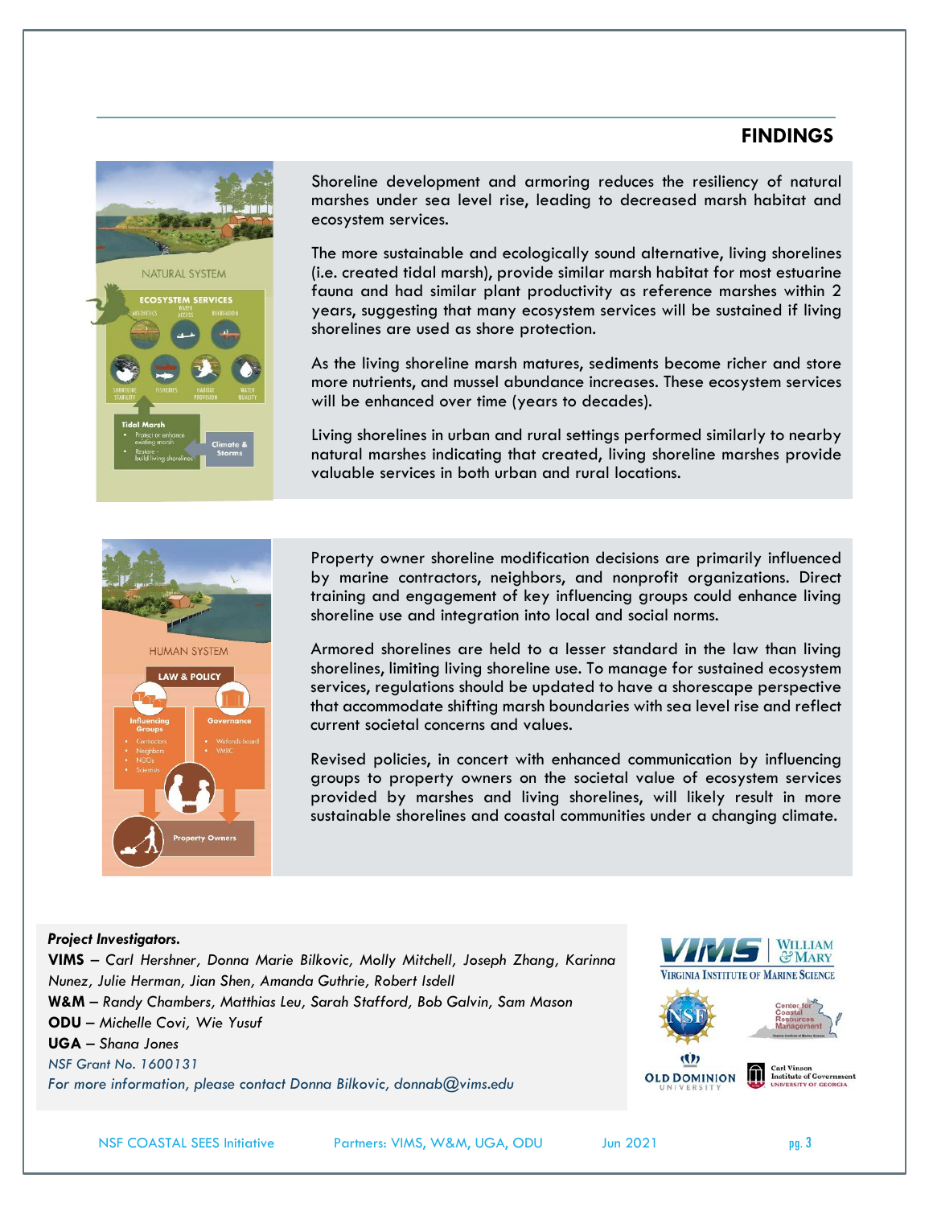## FINDINGS

Shoreline development and armoring reduces the resiliency of natural marshes under sea level rise, leading to decreased marsh habitat and ecosystem services.

The more sustainable and ecologically sound alternative, living shorelines (i.e. created tidal marsh), provide similar marsh habitat for most estuarine fauna and had similar plant productivity as reference marshes within 2 years, suggesting that many ecosystem services will be sustained if living shorelines are used as shore protection.

As the living shoreline marsh matures, sediments become richer and store more nutrients, and mussel abundance increases. These ecosystem services will be enhanced over time (years to decades).

Living shorelines in urban and rural settings performed similarly to nearby natural marshes indicating that created, living shoreline marshes provide valuable services in both urban and rural locations.

Property owner shoreline modification decisions are primarily influenced by marine contractors, neighbors, and nonprofit organizations. Direct training and engagement of key influencing groups could enhance living shoreline use and integration into local and social norms.

Armored shorelines are held to a lesser standard in the law than living shorelines, limiting living shoreline use. To manage for sustained ecosystem services, regulations should be updated to have a shorescape perspective that accommodate shifting marsh boundaries with sea level rise and reflect current societal concerns and values.

Revised policies, in concert with enhanced communication by influencing groups to property owners on the societal value of ecosystem services provided by marshes and living shorelines, will likely result in more sustainable shorelines and coastal communities under a changing climate.

***Project Investigators.***

**VIMS** – *Carl Hershner, Donna Marie Bilkovic, Molly Mitchell, Joseph Zhang, Karinna Nunez, Julie Herman, Jian Shen, Amanda Guthrie, Robert Isdell*

**W&M** – *Randy Chambers, Matthias Leu, Sarah Stafford, Bob Galvin, Sam Mason*

**ODU** – *Michelle Covi, Wie Yusuf*

**UGA** – *Shana Jones*

*NSF Grant No. 1600131*

*For more information, please contact Donna Bilkovic, donnab@vims.edu*